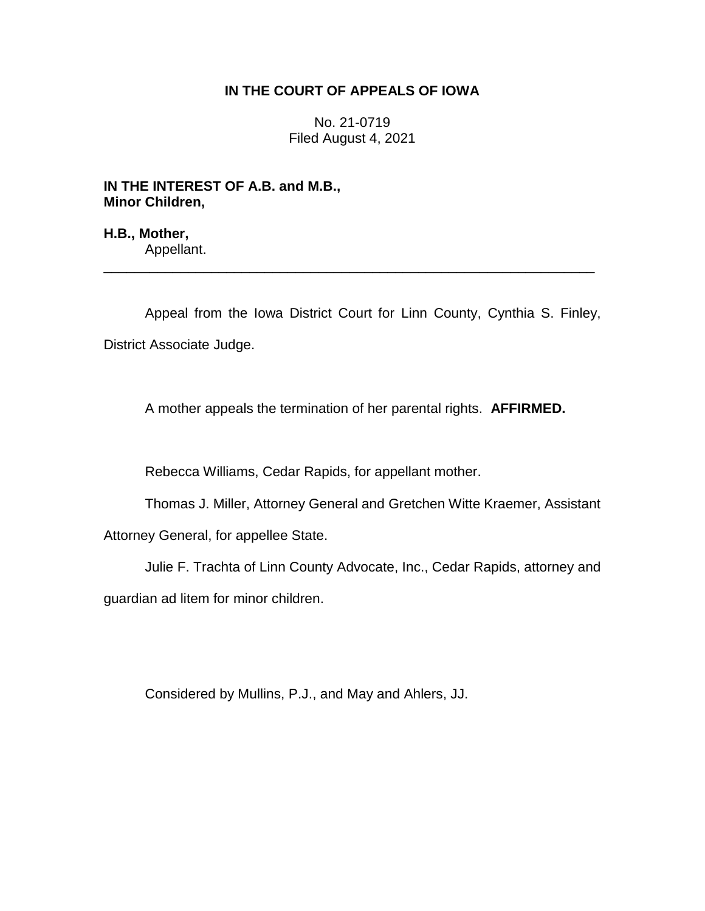**IN THE COURT OF APPEALS OF IOWA**

No. 21-0719
Filed August 4, 2021

**IN THE INTEREST OF A.B. and M.B.,**
**Minor Children,**

**H.B., Mother,**
Appellant.

---

Appeal from the Iowa District Court for Linn County, Cynthia S. Finley, District Associate Judge.

A mother appeals the termination of her parental rights. **AFFIRMED.**

Rebecca Williams, Cedar Rapids, for appellant mother.

Thomas J. Miller, Attorney General and Gretchen Witte Kraemer, Assistant Attorney General, for appellee State.

Julie F. Trachta of Linn County Advocate, Inc., Cedar Rapids, attorney and guardian ad litem for minor children.

Considered by Mullins, P.J., and May and Ahlers, JJ.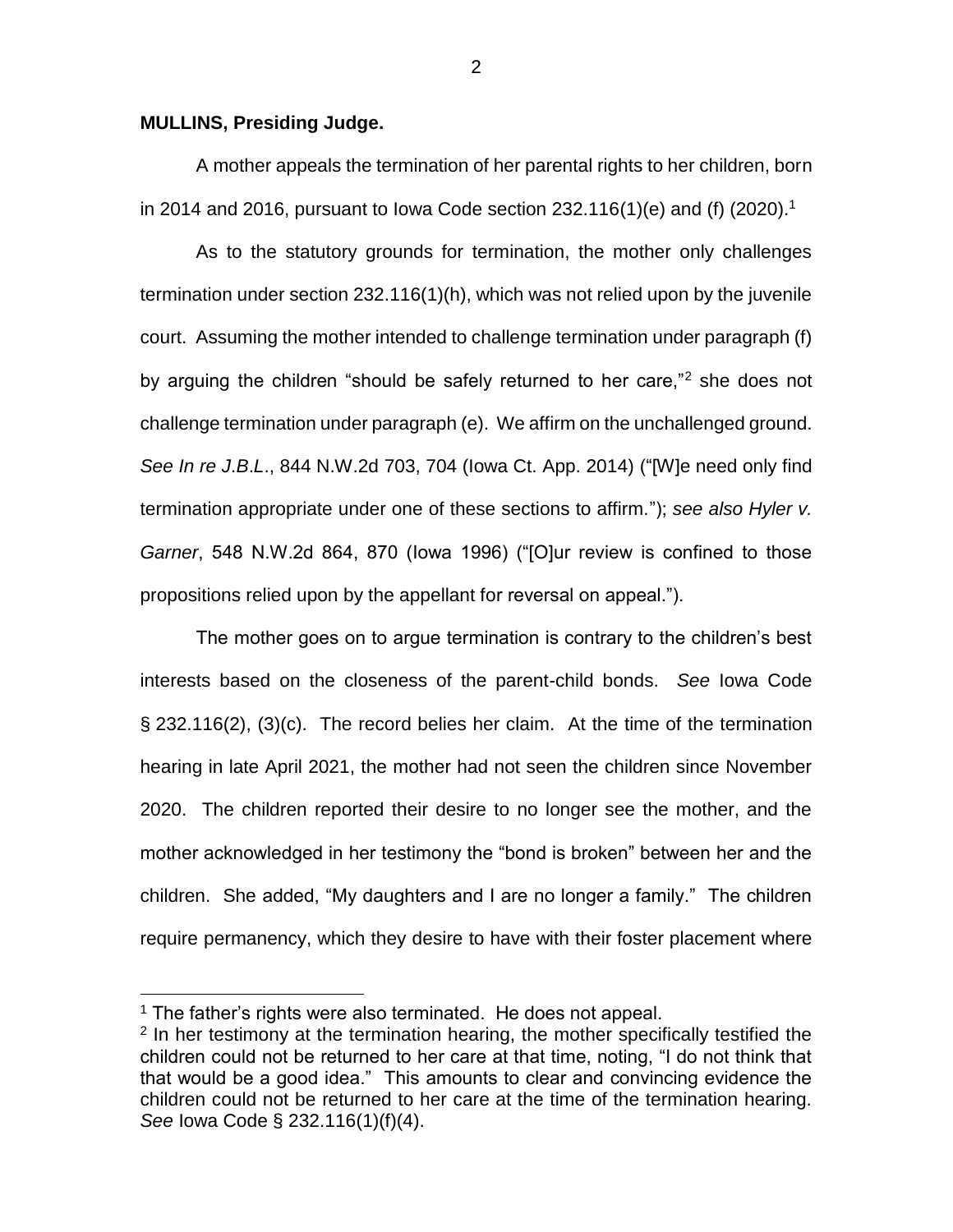**MULLINS, Presiding Judge.**

A mother appeals the termination of her parental rights to her children, born in 2014 and 2016, pursuant to Iowa Code section 232.116(1)(e) and (f) (2020).[1]

As to the statutory grounds for termination, the mother only challenges termination under section 232.116(1)(h), which was not relied upon by the juvenile court. Assuming the mother intended to challenge termination under paragraph (f) by arguing the children "should be safely returned to her care,"[2] she does not challenge termination under paragraph (e). We affirm on the unchallenged ground. *See In re J.B.L*., 844 N.W.2d 703, 704 (Iowa Ct. App. 2014) ("[W]e need only find termination appropriate under one of these sections to affirm."); *see also Hyler v. Garner*, 548 N.W.2d 864, 870 (Iowa 1996) ("[O]ur review is confined to those propositions relied upon by the appellant for reversal on appeal.").

The mother goes on to argue termination is contrary to the children's best interests based on the closeness of the parent-child bonds. *See* Iowa Code § 232.116(2), (3)(c). The record belies her claim. At the time of the termination hearing in late April 2021, the mother had not seen the children since November 2020. The children reported their desire to no longer see the mother, and the mother acknowledged in her testimony the "bond is broken" between her and the children. She added, "My daughters and I are no longer a family." The children require permanency, which they desire to have with their foster placement where

[1] The father's rights were also terminated. He does not appeal.

[2] In her testimony at the termination hearing, the mother specifically testified the children could not be returned to her care at that time, noting, "I do not think that that would be a good idea." This amounts to clear and convincing evidence the children could not be returned to her care at the time of the termination hearing. *See* Iowa Code § 232.116(1)(f)(4).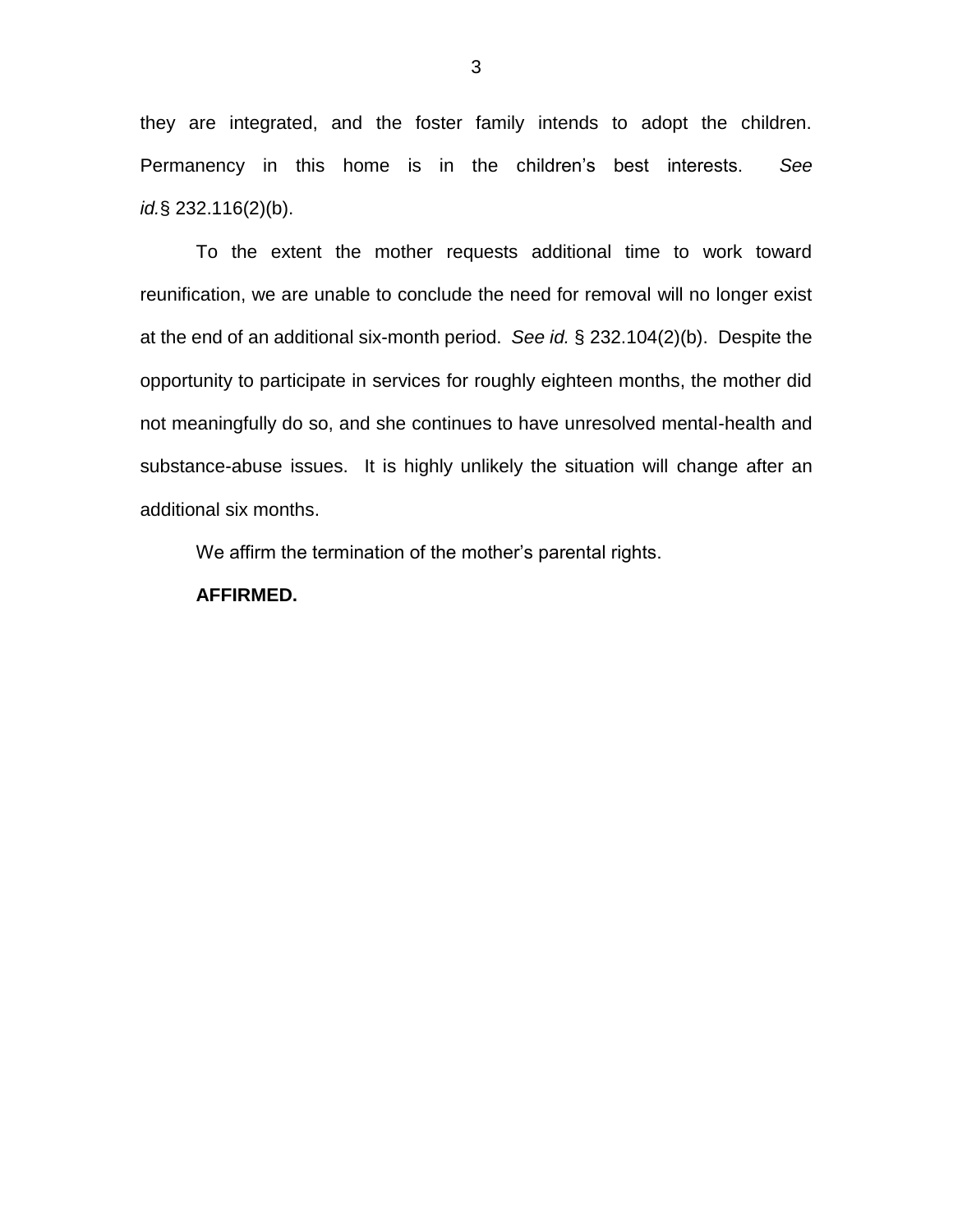they are integrated, and the foster family intends to adopt the children. Permanency in this home is in the children's best interests. *See id.* § 232.116(2)(b).

To the extent the mother requests additional time to work toward reunification, we are unable to conclude the need for removal will no longer exist at the end of an additional six-month period. *See id.* § 232.104(2)(b). Despite the opportunity to participate in services for roughly eighteen months, the mother did not meaningfully do so, and she continues to have unresolved mental-health and substance-abuse issues. It is highly unlikely the situation will change after an additional six months.

We affirm the termination of the mother's parental rights.

**AFFIRMED.**